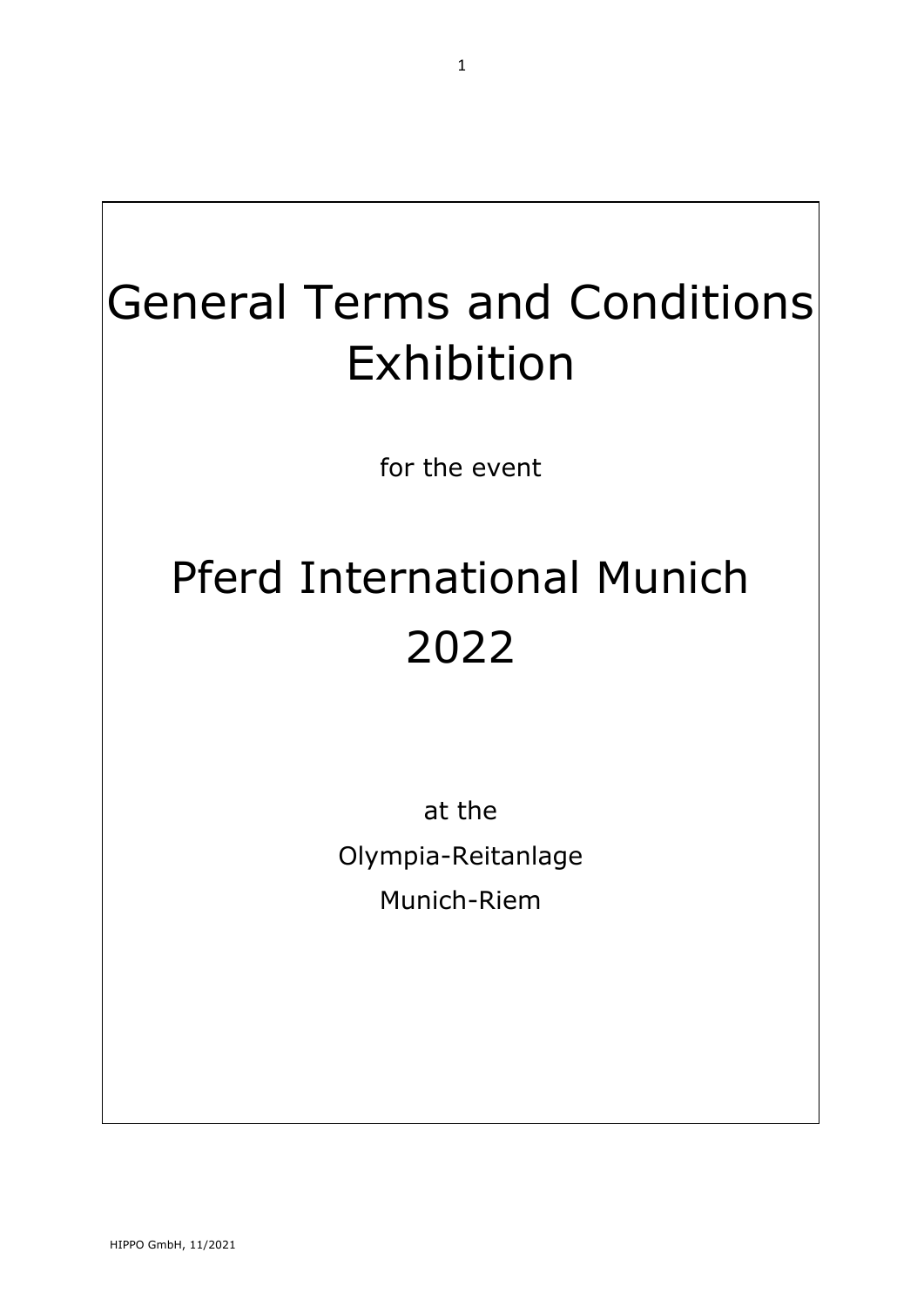# General Terms and Conditions Exhibition

for the event

# Pferd International Munich 2022

at the

Olympia-Reitanlage

Munich-Riem

HIPPO GmbH, 11/2021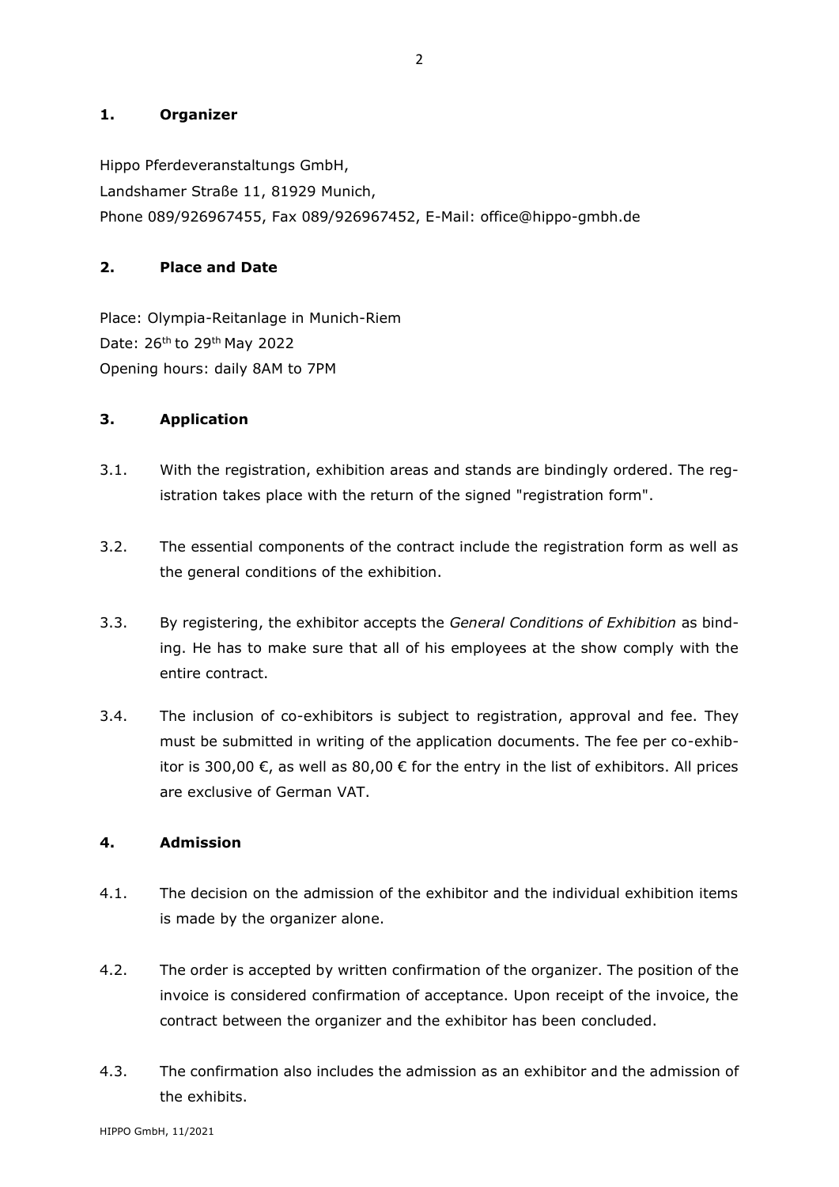## 1. Organizer

Hippo Pferdeveranstaltungs GmbH,
Landshamer Straße 11, 81929 Munich,
Phone 089/926967455, Fax 089/926967452, E-Mail: office@hippo-gmbh.de

## 2. Place and Date

Place: Olympia-Reitanlage in Munich-Riem
Date: 26th to 29th May 2022
Opening hours: daily 8AM to 7PM

## 3. Application

3.1. With the registration, exhibition areas and stands are bindingly ordered. The registration takes place with the return of the signed "registration form".

3.2. The essential components of the contract include the registration form as well as the general conditions of the exhibition.

3.3. By registering, the exhibitor accepts the *General Conditions of Exhibition* as binding. He has to make sure that all of his employees at the show comply with the entire contract.

3.4. The inclusion of co-exhibitors is subject to registration, approval and fee. They must be submitted in writing of the application documents. The fee per co-exhibitor is 300,00 €, as well as 80,00 € for the entry in the list of exhibitors. All prices are exclusive of German VAT.

## 4. Admission

4.1. The decision on the admission of the exhibitor and the individual exhibition items is made by the organizer alone.

4.2. The order is accepted by written confirmation of the organizer. The position of the invoice is considered confirmation of acceptance. Upon receipt of the invoice, the contract between the organizer and the exhibitor has been concluded.

4.3. The confirmation also includes the admission as an exhibitor and the admission of the exhibits.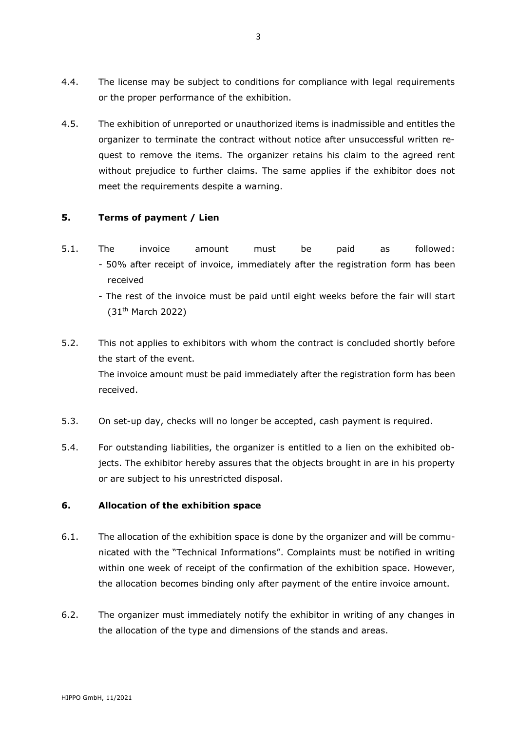4.4. The license may be subject to conditions for compliance with legal requirements or the proper performance of the exhibition.

4.5. The exhibition of unreported or unauthorized items is inadmissible and entitles the organizer to terminate the contract without notice after unsuccessful written request to remove the items. The organizer retains his claim to the agreed rent without prejudice to further claims. The same applies if the exhibitor does not meet the requirements despite a warning.

## 5. Terms of payment / Lien

5.1. The invoice amount must be paid as followed:
- 50% after receipt of invoice, immediately after the registration form has been received
- The rest of the invoice must be paid until eight weeks before the fair will start (31th March 2022)

5.2. This not applies to exhibitors with whom the contract is concluded shortly before the start of the event.
The invoice amount must be paid immediately after the registration form has been received.

5.3. On set-up day, checks will no longer be accepted, cash payment is required.

5.4. For outstanding liabilities, the organizer is entitled to a lien on the exhibited objects. The exhibitor hereby assures that the objects brought in are in his property or are subject to his unrestricted disposal.

## 6. Allocation of the exhibition space

6.1. The allocation of the exhibition space is done by the organizer and will be communicated with the "Technical Informations". Complaints must be notified in writing within one week of receipt of the confirmation of the exhibition space. However, the allocation becomes binding only after payment of the entire invoice amount.

6.2. The organizer must immediately notify the exhibitor in writing of any changes in the allocation of the type and dimensions of the stands and areas.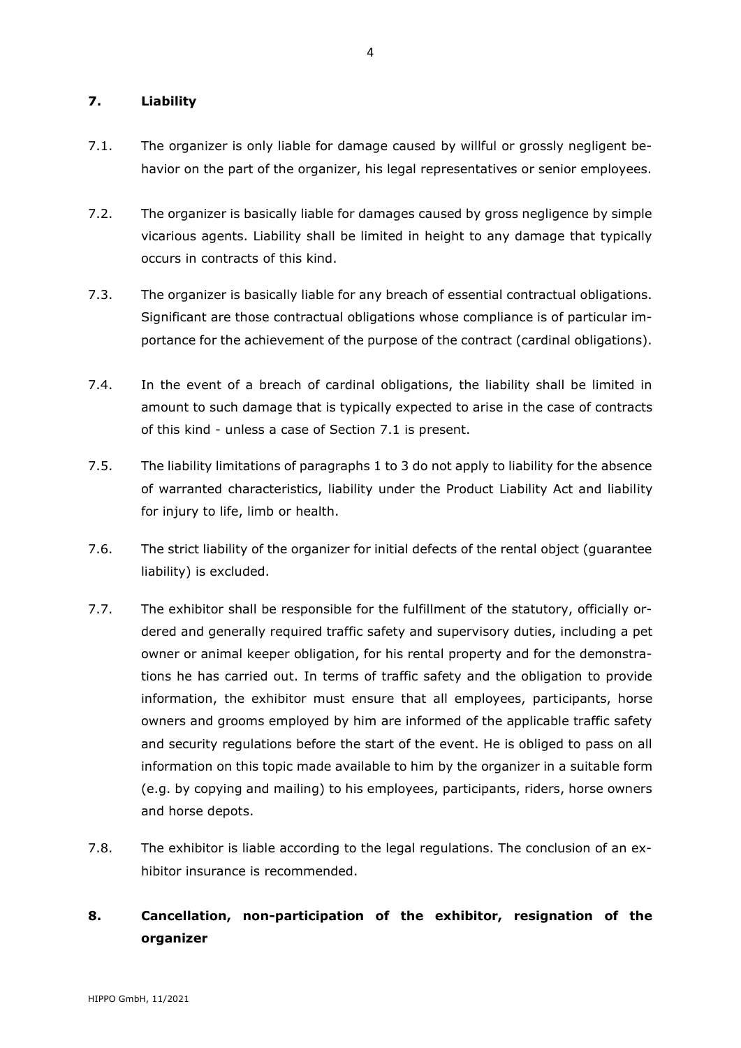## 7. Liability

7.1. The organizer is only liable for damage caused by willful or grossly negligent behavior on the part of the organizer, his legal representatives or senior employees.

7.2. The organizer is basically liable for damages caused by gross negligence by simple vicarious agents. Liability shall be limited in height to any damage that typically occurs in contracts of this kind.

7.3. The organizer is basically liable for any breach of essential contractual obligations. Significant are those contractual obligations whose compliance is of particular importance for the achievement of the purpose of the contract (cardinal obligations).

7.4. In the event of a breach of cardinal obligations, the liability shall be limited in amount to such damage that is typically expected to arise in the case of contracts of this kind - unless a case of Section 7.1 is present.

7.5. The liability limitations of paragraphs 1 to 3 do not apply to liability for the absence of warranted characteristics, liability under the Product Liability Act and liability for injury to life, limb or health.

7.6. The strict liability of the organizer for initial defects of the rental object (guarantee liability) is excluded.

7.7. The exhibitor shall be responsible for the fulfillment of the statutory, officially ordered and generally required traffic safety and supervisory duties, including a pet owner or animal keeper obligation, for his rental property and for the demonstrations he has carried out. In terms of traffic safety and the obligation to provide information, the exhibitor must ensure that all employees, participants, horse owners and grooms employed by him are informed of the applicable traffic safety and security regulations before the start of the event. He is obliged to pass on all information on this topic made available to him by the organizer in a suitable form (e.g. by copying and mailing) to his employees, participants, riders, horse owners and horse depots.

7.8. The exhibitor is liable according to the legal regulations. The conclusion of an exhibitor insurance is recommended.

## 8. Cancellation, non-participation of the exhibitor, resignation of the organizer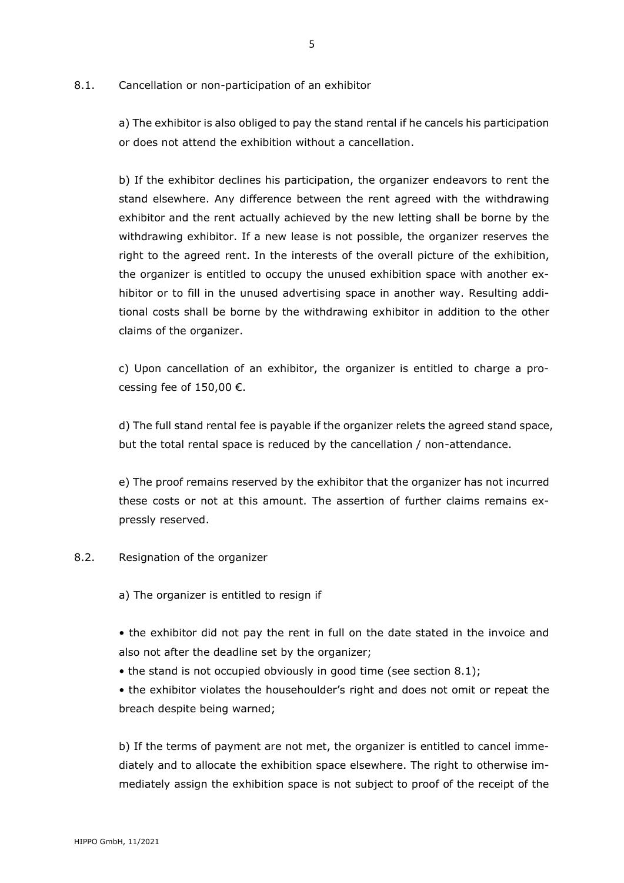## 8.1. Cancellation or non-participation of an exhibitor

a) The exhibitor is also obliged to pay the stand rental if he cancels his participation or does not attend the exhibition without a cancellation.

b) If the exhibitor declines his participation, the organizer endeavors to rent the stand elsewhere. Any difference between the rent agreed with the withdrawing exhibitor and the rent actually achieved by the new letting shall be borne by the withdrawing exhibitor. If a new lease is not possible, the organizer reserves the right to the agreed rent. In the interests of the overall picture of the exhibition, the organizer is entitled to occupy the unused exhibition space with another exhibitor or to fill in the unused advertising space in another way. Resulting additional costs shall be borne by the withdrawing exhibitor in addition to the other claims of the organizer.

c) Upon cancellation of an exhibitor, the organizer is entitled to charge a processing fee of 150,00 €.

d) The full stand rental fee is payable if the organizer relets the agreed stand space, but the total rental space is reduced by the cancellation / non-attendance.

e) The proof remains reserved by the exhibitor that the organizer has not incurred these costs or not at this amount. The assertion of further claims remains expressly reserved.

## 8.2. Resignation of the organizer

a) The organizer is entitled to resign if

- the exhibitor did not pay the rent in full on the date stated in the invoice and also not after the deadline set by the organizer;
- the stand is not occupied obviously in good time (see section 8.1);
- the exhibitor violates the householder's right and does not omit or repeat the breach despite being warned;

b) If the terms of payment are not met, the organizer is entitled to cancel immediately and to allocate the exhibition space elsewhere. The right to otherwise immediately assign the exhibition space is not subject to proof of the receipt of the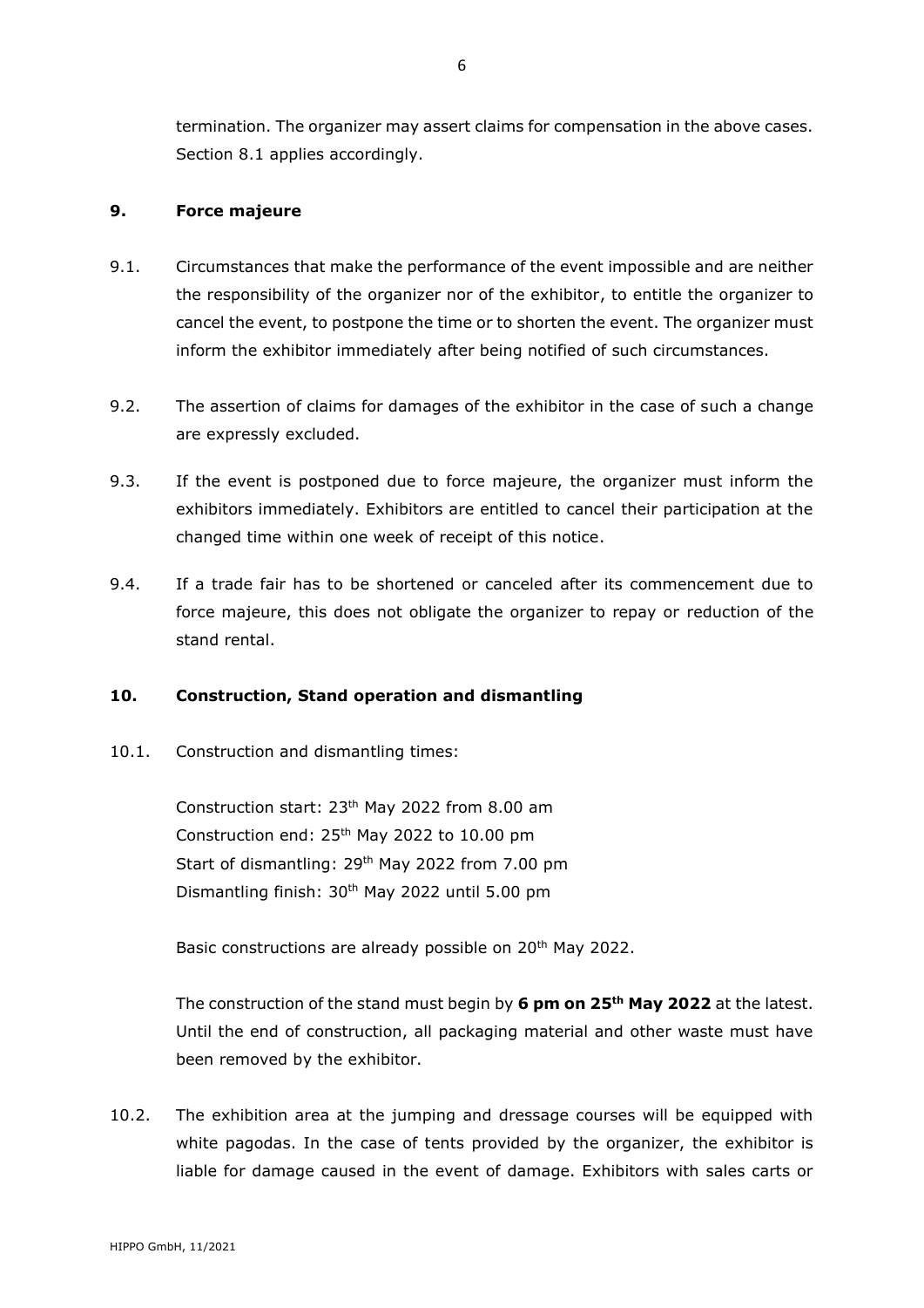termination. The organizer may assert claims for compensation in the above cases. Section 8.1 applies accordingly.

## 9. Force majeure

9.1. Circumstances that make the performance of the event impossible and are neither the responsibility of the organizer nor of the exhibitor, to entitle the organizer to cancel the event, to postpone the time or to shorten the event. The organizer must inform the exhibitor immediately after being notified of such circumstances.

9.2. The assertion of claims for damages of the exhibitor in the case of such a change are expressly excluded.

9.3. If the event is postponed due to force majeure, the organizer must inform the exhibitors immediately. Exhibitors are entitled to cancel their participation at the changed time within one week of receipt of this notice.

9.4. If a trade fair has to be shortened or canceled after its commencement due to force majeure, this does not obligate the organizer to repay or reduction of the stand rental.

## 10. Construction, Stand operation and dismantling

10.1. Construction and dismantling times:

Construction start: 23th May 2022 from 8.00 am
Construction end: 25th May 2022 to 10.00 pm
Start of dismantling: 29th May 2022 from 7.00 pm
Dismantling finish: 30th May 2022 until 5.00 pm

Basic constructions are already possible on 20th May 2022.

The construction of the stand must begin by **6 pm on 25th May 2022** at the latest. Until the end of construction, all packaging material and other waste must have been removed by the exhibitor.

10.2. The exhibition area at the jumping and dressage courses will be equipped with white pagodas. In the case of tents provided by the organizer, the exhibitor is liable for damage caused in the event of damage. Exhibitors with sales carts or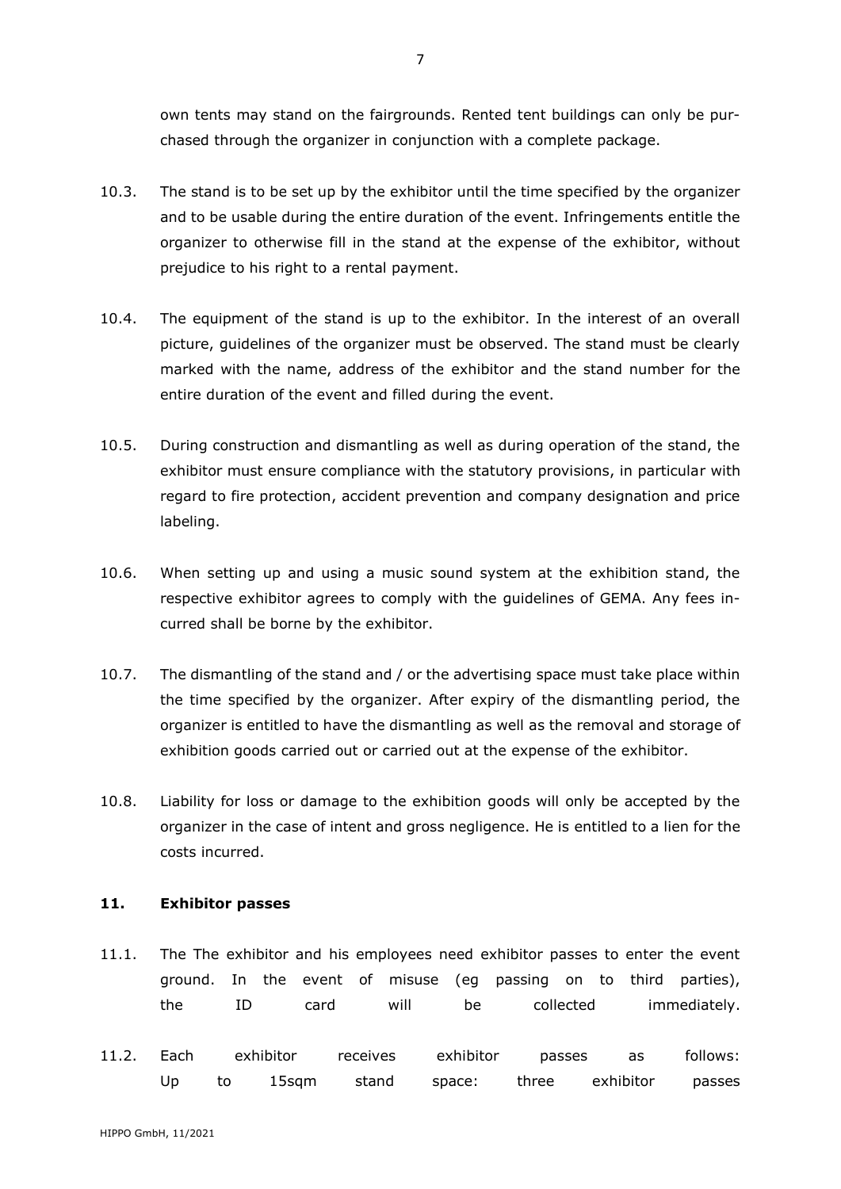own tents may stand on the fairgrounds. Rented tent buildings can only be purchased through the organizer in conjunction with a complete package.

10.3. The stand is to be set up by the exhibitor until the time specified by the organizer and to be usable during the entire duration of the event. Infringements entitle the organizer to otherwise fill in the stand at the expense of the exhibitor, without prejudice to his right to a rental payment.

10.4. The equipment of the stand is up to the exhibitor. In the interest of an overall picture, guidelines of the organizer must be observed. The stand must be clearly marked with the name, address of the exhibitor and the stand number for the entire duration of the event and filled during the event.

10.5. During construction and dismantling as well as during operation of the stand, the exhibitor must ensure compliance with the statutory provisions, in particular with regard to fire protection, accident prevention and company designation and price labeling.

10.6. When setting up and using a music sound system at the exhibition stand, the respective exhibitor agrees to comply with the guidelines of GEMA. Any fees incurred shall be borne by the exhibitor.

10.7. The dismantling of the stand and / or the advertising space must take place within the time specified by the organizer. After expiry of the dismantling period, the organizer is entitled to have the dismantling as well as the removal and storage of exhibition goods carried out or carried out at the expense of the exhibitor.

10.8. Liability for loss or damage to the exhibition goods will only be accepted by the organizer in the case of intent and gross negligence. He is entitled to a lien for the costs incurred.

## 11. Exhibitor passes

11.1. The The exhibitor and his employees need exhibitor passes to enter the event ground. In the event of misuse (eg passing on to third parties), the ID card will be collected immediately.

11.2. Each exhibitor receives exhibitor passes as follows:
Up to 15sqm stand space: three exhibitor passes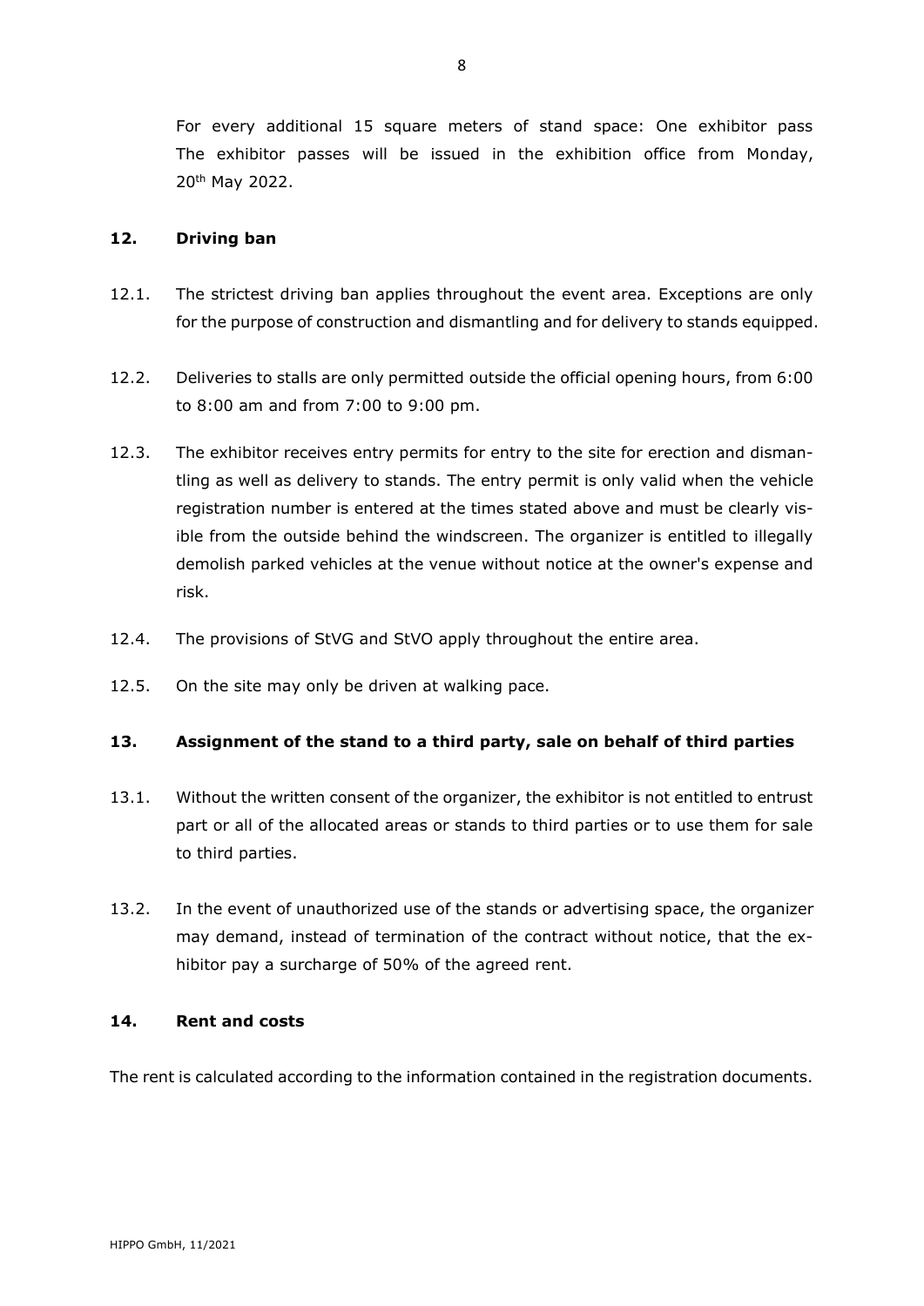For every additional 15 square meters of stand space: One exhibitor pass
The exhibitor passes will be issued in the exhibition office from Monday, 20th May 2022.

## 12. Driving ban

12.1. The strictest driving ban applies throughout the event area. Exceptions are only for the purpose of construction and dismantling and for delivery to stands equipped.

12.2. Deliveries to stalls are only permitted outside the official opening hours, from 6:00 to 8:00 am and from 7:00 to 9:00 pm.

12.3. The exhibitor receives entry permits for entry to the site for erection and dismantling as well as delivery to stands. The entry permit is only valid when the vehicle registration number is entered at the times stated above and must be clearly visible from the outside behind the windscreen. The organizer is entitled to illegally demolish parked vehicles at the venue without notice at the owner's expense and risk.

12.4. The provisions of StVG and StVO apply throughout the entire area.

12.5. On the site may only be driven at walking pace.

## 13. Assignment of the stand to a third party, sale on behalf of third parties

13.1. Without the written consent of the organizer, the exhibitor is not entitled to entrust part or all of the allocated areas or stands to third parties or to use them for sale to third parties.

13.2. In the event of unauthorized use of the stands or advertising space, the organizer may demand, instead of termination of the contract without notice, that the exhibitor pay a surcharge of 50% of the agreed rent.

## 14. Rent and costs

The rent is calculated according to the information contained in the registration documents.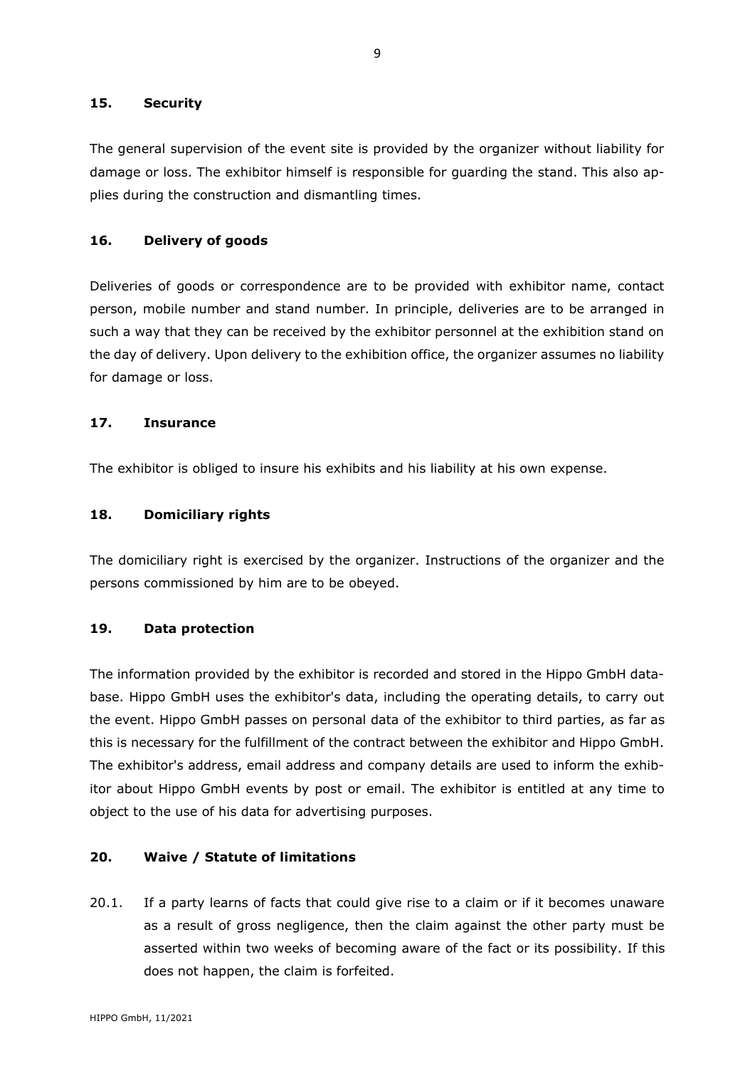## 15. Security

The general supervision of the event site is provided by the organizer without liability for damage or loss. The exhibitor himself is responsible for guarding the stand. This also applies during the construction and dismantling times.

## 16. Delivery of goods

Deliveries of goods or correspondence are to be provided with exhibitor name, contact person, mobile number and stand number. In principle, deliveries are to be arranged in such a way that they can be received by the exhibitor personnel at the exhibition stand on the day of delivery. Upon delivery to the exhibition office, the organizer assumes no liability for damage or loss.

## 17. Insurance

The exhibitor is obliged to insure his exhibits and his liability at his own expense.

## 18. Domiciliary rights

The domiciliary right is exercised by the organizer. Instructions of the organizer and the persons commissioned by him are to be obeyed.

## 19. Data protection

The information provided by the exhibitor is recorded and stored in the Hippo GmbH database. Hippo GmbH uses the exhibitor's data, including the operating details, to carry out the event. Hippo GmbH passes on personal data of the exhibitor to third parties, as far as this is necessary for the fulfillment of the contract between the exhibitor and Hippo GmbH. The exhibitor's address, email address and company details are used to inform the exhibitor about Hippo GmbH events by post or email. The exhibitor is entitled at any time to object to the use of his data for advertising purposes.

## 20. Waive / Statute of limitations

20.1. If a party learns of facts that could give rise to a claim or if it becomes unaware as a result of gross negligence, then the claim against the other party must be asserted within two weeks of becoming aware of the fact or its possibility. If this does not happen, the claim is forfeited.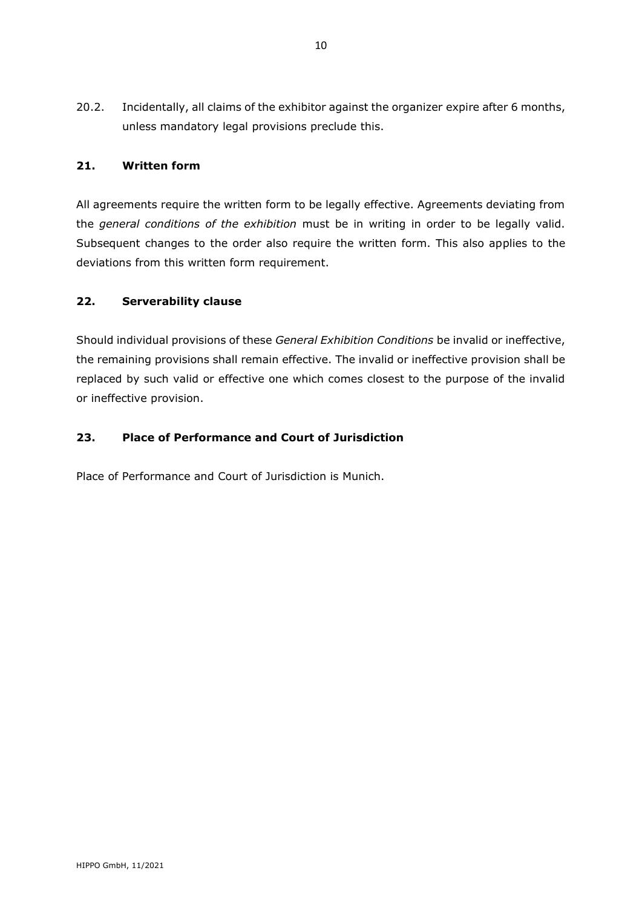20.2. Incidentally, all claims of the exhibitor against the organizer expire after 6 months, unless mandatory legal provisions preclude this.

## 21. Written form

All agreements require the written form to be legally effective. Agreements deviating from the *general conditions of the exhibition* must be in writing in order to be legally valid. Subsequent changes to the order also require the written form. This also applies to the deviations from this written form requirement.

## 22. Serverability clause

Should individual provisions of these *General Exhibition Conditions* be invalid or ineffective, the remaining provisions shall remain effective. The invalid or ineffective provision shall be replaced by such valid or effective one which comes closest to the purpose of the invalid or ineffective provision.

## 23. Place of Performance and Court of Jurisdiction

Place of Performance and Court of Jurisdiction is Munich.